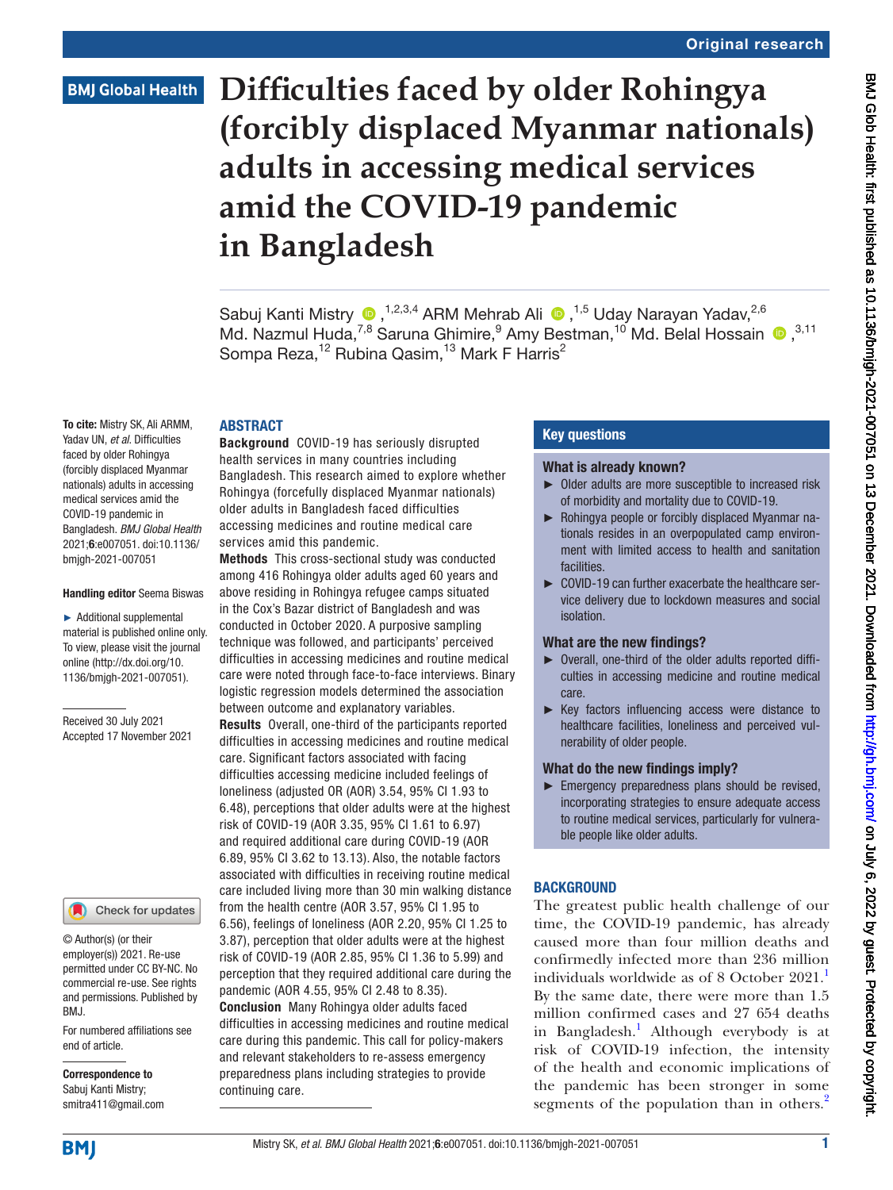Original research

# Difficulties faced by older Rohingya (forcibly displaced Myanmar nationals) adults in accessing medical services amid the COVID-19 pandemic in Bangladesh

Sabuj Kanti Mistry,[1,2,3,4] ARM Mehrab Ali,[1,5] Uday Narayan Yadav,[2,6] Md. Nazmul Huda,[7,8] Saruna Ghimire,[9] Amy Bestman,[10] Md. Belal Hossain,[3,11] Sompa Reza,[12] Rubina Qasim,[13] Mark F Harris[2]

**To cite:** Mistry SK, Ali ARMM, Yadav UN, *et al*. Difficulties faced by older Rohingya (forcibly displaced Myanmar nationals) adults in accessing medical services amid the COVID-19 pandemic in Bangladesh. *BMJ Global Health* 2021;**6**:e007051. doi:10.1136/bmjgh-2021-007051

**Handling editor** Seema Biswas

► Additional supplemental material is published online only. To view, please visit the journal online (http://dx.doi.org/10.1136/bmjgh-2021-007051).

Received 30 July 2021
Accepted 17 November 2021

© Author(s) (or their employer(s)) 2021. Re-use permitted under CC BY-NC. No commercial re-use. See rights and permissions. Published by BMJ.

For numbered affiliations see end of article.

**Correspondence to**
Sabuj Kanti Mistry;
smitra411@gmail.com

## ABSTRACT

**Background** COVID-19 has seriously disrupted health services in many countries including Bangladesh. This research aimed to explore whether Rohingya (forcefully displaced Myanmar nationals) older adults in Bangladesh faced difficulties accessing medicines and routine medical care services amid this pandemic.

**Methods** This cross-sectional study was conducted among 416 Rohingya older adults aged 60 years and above residing in Rohingya refugee camps situated in the Cox's Bazar district of Bangladesh and was conducted in October 2020. A purposive sampling technique was followed, and participants' perceived difficulties in accessing medicines and routine medical care were noted through face-to-face interviews. Binary logistic regression models determined the association between outcome and explanatory variables.

**Results** Overall, one-third of the participants reported difficulties in accessing medicines and routine medical care. Significant factors associated with facing difficulties accessing medicine included feelings of loneliness (adjusted OR (AOR) 3.54, 95% CI 1.93 to 6.48), perceptions that older adults were at the highest risk of COVID-19 (AOR 3.35, 95% CI 1.61 to 6.97) and required additional care during COVID-19 (AOR 6.89, 95% CI 3.62 to 13.13). Also, the notable factors associated with difficulties in receiving routine medical care included living more than 30 min walking distance from the health centre (AOR 3.57, 95% CI 1.95 to 6.56), feelings of loneliness (AOR 2.20, 95% CI 1.25 to 3.87), perception that older adults were at the highest risk of COVID-19 (AOR 2.85, 95% CI 1.36 to 5.99) and perception that they required additional care during the pandemic (AOR 4.55, 95% CI 2.48 to 8.35).

**Conclusion** Many Rohingya older adults faced difficulties in accessing medicines and routine medical care during this pandemic. This call for policy-makers and relevant stakeholders to re-assess emergency preparedness plans including strategies to provide continuing care.

### Key questions

**What is already known?**

- Older adults are more susceptible to increased risk of morbidity and mortality due to COVID-19.
- Rohingya people or forcibly displaced Myanmar nationals resides in an overpopulated camp environment with limited access to health and sanitation facilities.
- COVID-19 can further exacerbate the healthcare service delivery due to lockdown measures and social isolation.

**What are the new findings?**

- Overall, one-third of the older adults reported difficulties in accessing medicine and routine medical care.
- Key factors influencing access were distance to healthcare facilities, loneliness and perceived vulnerability of older people.

**What do the new findings imply?**

- Emergency preparedness plans should be revised, incorporating strategies to ensure adequate access to routine medical services, particularly for vulnerable people like older adults.

## BACKGROUND

The greatest public health challenge of our time, the COVID-19 pandemic, has already caused more than four million deaths and confirmedly infected more than 236 million individuals worldwide as of 8 October 2021.[1] By the same date, there were more than 1.5 million confirmed cases and 27 654 deaths in Bangladesh.[1] Although everybody is at risk of COVID-19 infection, the intensity of the health and economic implications of the pandemic has been stronger in some segments of the population than in others.[2]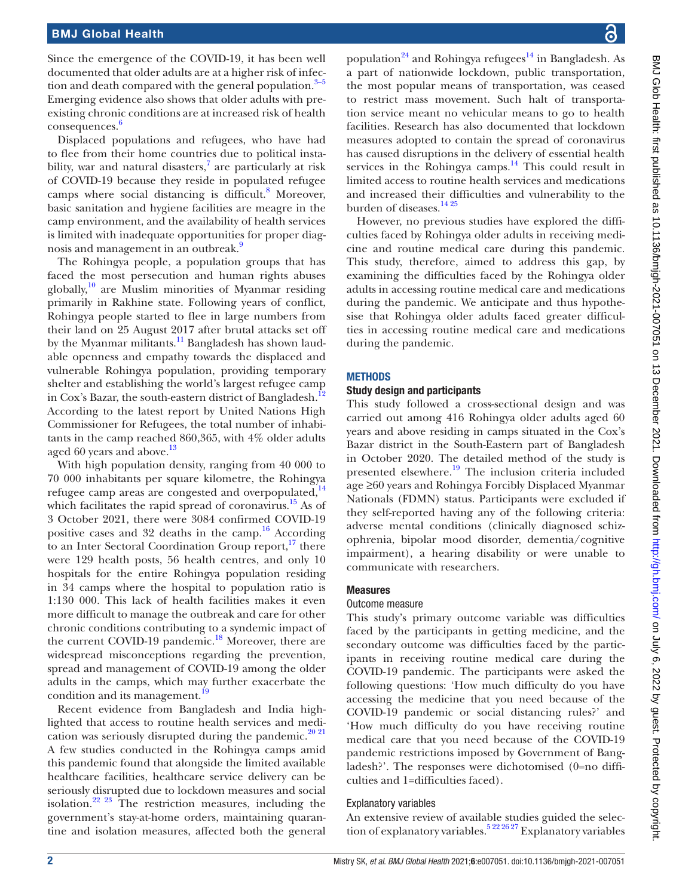Since the emergence of the COVID-19, it has been well documented that older adults are at a higher risk of infection and death compared with the general population.[3–5] Emerging evidence also shows that older adults with pre-existing chronic conditions are at increased risk of health consequences.[6]

Displaced populations and refugees, who have had to flee from their home countries due to political instability, war and natural disasters,[7] are particularly at risk of COVID-19 because they reside in populated refugee camps where social distancing is difficult.[8] Moreover, basic sanitation and hygiene facilities are meagre in the camp environment, and the availability of health services is limited with inadequate opportunities for proper diagnosis and management in an outbreak.[9]

The Rohingya people, a population groups that has faced the most persecution and human rights abuses globally,[10] are Muslim minorities of Myanmar residing primarily in Rakhine state. Following years of conflict, Rohingya people started to flee in large numbers from their land on 25 August 2017 after brutal attacks set off by the Myanmar militants.[11] Bangladesh has shown laudable openness and empathy towards the displaced and vulnerable Rohingya population, providing temporary shelter and establishing the world's largest refugee camp in Cox's Bazar, the south-eastern district of Bangladesh.[12] According to the latest report by United Nations High Commissioner for Refugees, the total number of inhabitants in the camp reached 860,365, with 4% older adults aged 60 years and above.[13]

With high population density, ranging from 40 000 to 70 000 inhabitants per square kilometre, the Rohingya refugee camp areas are congested and overpopulated,[14] which facilitates the rapid spread of coronavirus.[15] As of 3 October 2021, there were 3084 confirmed COVID-19 positive cases and 32 deaths in the camp.[16] According to an Inter Sectoral Coordination Group report,[17] there were 129 health posts, 56 health centres, and only 10 hospitals for the entire Rohingya population residing in 34 camps where the hospital to population ratio is 1:130 000. This lack of health facilities makes it even more difficult to manage the outbreak and care for other chronic conditions contributing to a syndemic impact of the current COVID-19 pandemic.[18] Moreover, there are widespread misconceptions regarding the prevention, spread and management of COVID-19 among the older adults in the camps, which may further exacerbate the condition and its management.[19]

Recent evidence from Bangladesh and India highlighted that access to routine health services and medication was seriously disrupted during the pandemic.[20 21] A few studies conducted in the Rohingya camps amid this pandemic found that alongside the limited available healthcare facilities, healthcare service delivery can be seriously disrupted due to lockdown measures and social isolation.[22 23] The restriction measures, including the government's stay-at-home orders, maintaining quarantine and isolation measures, affected both the general population[24] and Rohingya refugees[14] in Bangladesh. As a part of nationwide lockdown, public transportation, the most popular means of transportation, was ceased to restrict mass movement. Such halt of transportation service meant no vehicular means to go to health facilities. Research has also documented that lockdown measures adopted to contain the spread of coronavirus has caused disruptions in the delivery of essential health services in the Rohingya camps.[14] This could result in limited access to routine health services and medications and increased their difficulties and vulnerability to the burden of diseases.[14 25]

However, no previous studies have explored the difficulties faced by Rohingya older adults in receiving medicine and routine medical care during this pandemic. This study, therefore, aimed to address this gap, by examining the difficulties faced by the Rohingya older adults in accessing routine medical care and medications during the pandemic. We anticipate and thus hypothesise that Rohingya older adults faced greater difficulties in accessing routine medical care and medications during the pandemic.

## METHODS

### Study design and participants

This study followed a cross-sectional design and was carried out among 416 Rohingya older adults aged 60 years and above residing in camps situated in the Cox's Bazar district in the South-Eastern part of Bangladesh in October 2020. The detailed method of the study is presented elsewhere.[19] The inclusion criteria included age ≥60 years and Rohingya Forcibly Displaced Myanmar Nationals (FDMN) status. Participants were excluded if they self-reported having any of the following criteria: adverse mental conditions (clinically diagnosed schizophrenia, bipolar mood disorder, dementia/cognitive impairment), a hearing disability or were unable to communicate with researchers.

### Measures

#### Outcome measure

This study's primary outcome variable was difficulties faced by the participants in getting medicine, and the secondary outcome was difficulties faced by the participants in receiving routine medical care during the COVID-19 pandemic. The participants were asked the following questions: 'How much difficulty do you have accessing the medicine that you need because of the COVID-19 pandemic or social distancing rules?' and 'How much difficulty do you have receiving routine medical care that you need because of the COVID-19 pandemic restrictions imposed by Government of Bangladesh?'. The responses were dichotomised (0=no difficulties and 1=difficulties faced).

#### Explanatory variables

An extensive review of available studies guided the selection of explanatory variables.[5 22 26 27] Explanatory variables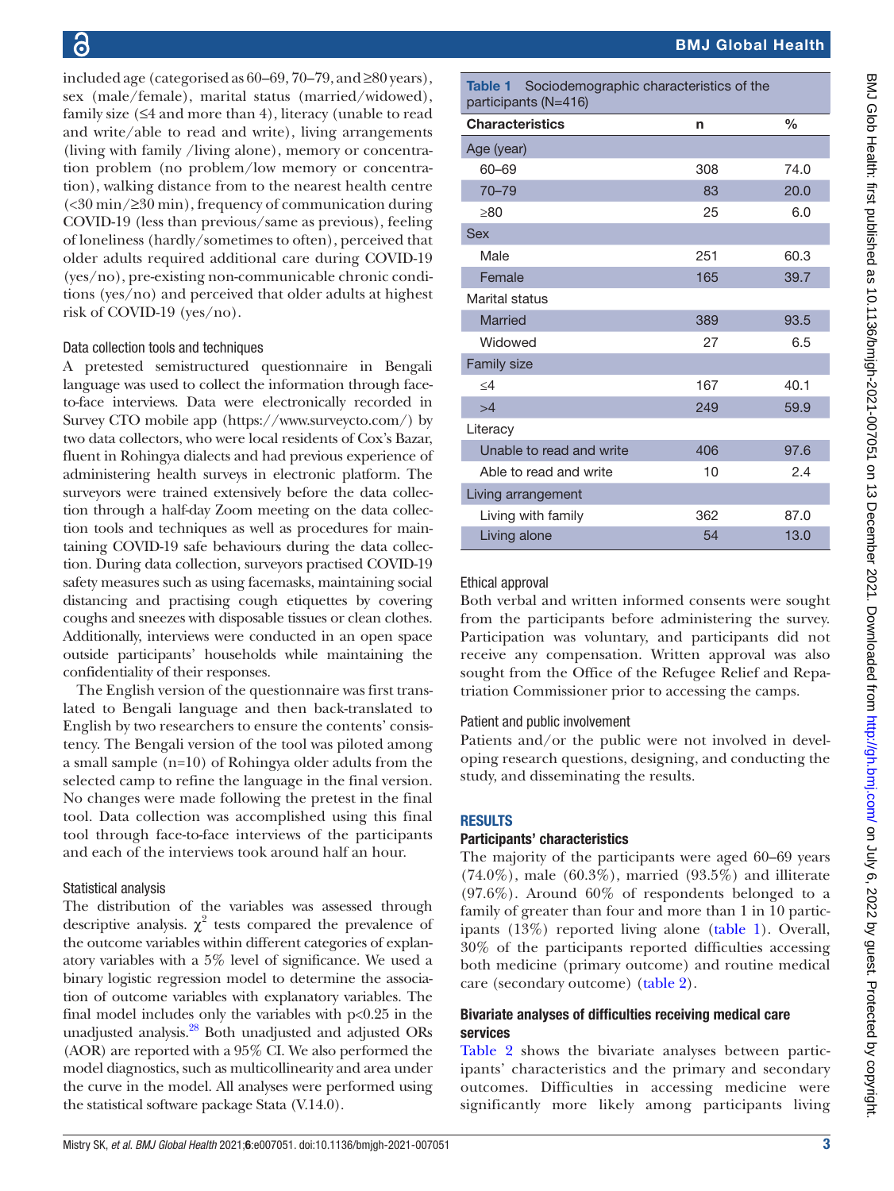included age (categorised as 60–69, 70–79, and ≥80 years), sex (male/female), marital status (married/widowed), family size (≤4 and more than 4), literacy (unable to read and write/able to read and write), living arrangements (living with family /living alone), memory or concentration problem (no problem/low memory or concentration), walking distance from to the nearest health centre (<30 min/≥30 min), frequency of communication during COVID-19 (less than previous/same as previous), feeling of loneliness (hardly/sometimes to often), perceived that older adults required additional care during COVID-19 (yes/no), pre-existing non-communicable chronic conditions (yes/no) and perceived that older adults at highest risk of COVID-19 (yes/no).

### Data collection tools and techniques

A pretested semistructured questionnaire in Bengali language was used to collect the information through face-to-face interviews. Data were electronically recorded in Survey CTO mobile app (https://www.surveycto.com/) by two data collectors, who were local residents of Cox's Bazar, fluent in Rohingya dialects and had previous experience of administering health surveys in electronic platform. The surveyors were trained extensively before the data collection through a half-day Zoom meeting on the data collection tools and techniques as well as procedures for maintaining COVID-19 safe behaviours during the data collection. During data collection, surveyors practised COVID-19 safety measures such as using facemasks, maintaining social distancing and practising cough etiquettes by covering coughs and sneezes with disposable tissues or clean clothes. Additionally, interviews were conducted in an open space outside participants' households while maintaining the confidentiality of their responses.

The English version of the questionnaire was first translated to Bengali language and then back-translated to English by two researchers to ensure the contents' consistency. The Bengali version of the tool was piloted among a small sample (n=10) of Rohingya older adults from the selected camp to refine the language in the final version. No changes were made following the pretest in the final tool. Data collection was accomplished using this final tool through face-to-face interviews of the participants and each of the interviews took around half an hour.

### Statistical analysis

The distribution of the variables was assessed through descriptive analysis. $\chi^2$ tests compared the prevalence of the outcome variables within different categories of explanatory variables with a 5% level of significance. We used a binary logistic regression model to determine the association of outcome variables with explanatory variables. The final model includes only the variables with p<0.25 in the unadjusted analysis.[28] Both unadjusted and adjusted ORs (AOR) are reported with a 95% CI. We also performed the model diagnostics, such as multicollinearity and area under the curve in the model. All analyses were performed using the statistical software package Stata (V.14.0).

**Table 1** Sociodemographic characteristics of the participants (N=416)

| Characteristics | n | % |
|---|---|---|
| Age (year) | | |
| 60–69 | 308 | 74.0 |
| 70–79 | 83 | 20.0 |
| ≥80 | 25 | 6.0 |
| Sex | | |
| Male | 251 | 60.3 |
| Female | 165 | 39.7 |
| Marital status | | |
| Married | 389 | 93.5 |
| Widowed | 27 | 6.5 |
| Family size | | |
| ≤4 | 167 | 40.1 |
| >4 | 249 | 59.9 |
| Literacy | | |
| Unable to read and write | 406 | 97.6 |
| Able to read and write | 10 | 2.4 |
| Living arrangement | | |
| Living with family | 362 | 87.0 |
| Living alone | 54 | 13.0 |

### Ethical approval

Both verbal and written informed consents were sought from the participants before administering the survey. Participation was voluntary, and participants did not receive any compensation. Written approval was also sought from the Office of the Refugee Relief and Repatriation Commissioner prior to accessing the camps.

### Patient and public involvement

Patients and/or the public were not involved in developing research questions, designing, and conducting the study, and disseminating the results.

## RESULTS

### Participants' characteristics

The majority of the participants were aged 60–69 years (74.0%), male (60.3%), married (93.5%) and illiterate (97.6%). Around 60% of respondents belonged to a family of greater than four and more than 1 in 10 participants (13%) reported living alone (table 1). Overall, 30% of the participants reported difficulties accessing both medicine (primary outcome) and routine medical care (secondary outcome) (table 2).

### Bivariate analyses of difficulties receiving medical care services

Table 2 shows the bivariate analyses between participants' characteristics and the primary and secondary outcomes. Difficulties in accessing medicine were significantly more likely among participants living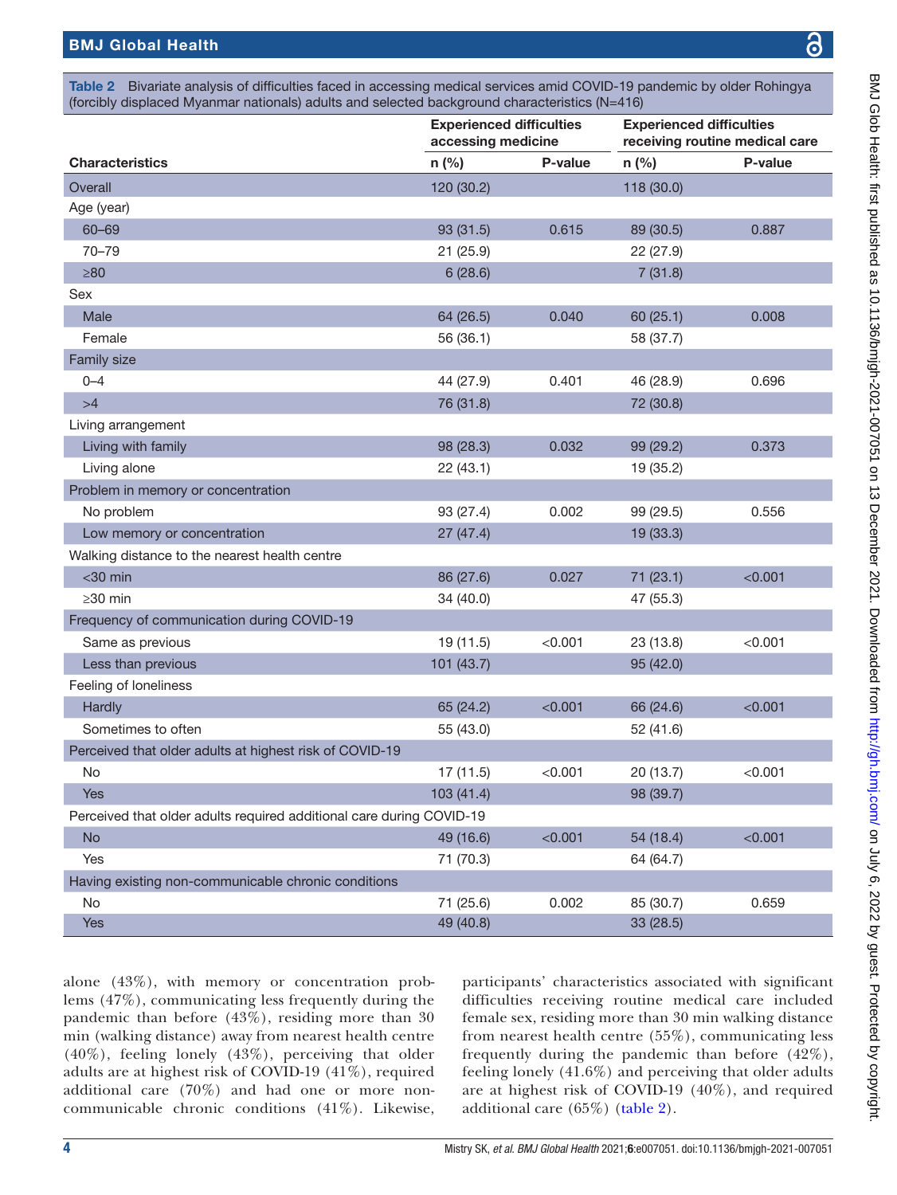**Table 2** Bivariate analysis of difficulties faced in accessing medical services amid COVID-19 pandemic by older Rohingya (forcibly displaced Myanmar nationals) adults and selected background characteristics (N=416)

| Characteristics | Experienced difficulties accessing medicine | | Experienced difficulties receiving routine medical care | |
|---|---|---|---|---|
| | n (%) | P-value | n (%) | P-value |
| Overall | 120 (30.2) | | 118 (30.0) | |
| Age (year) | | | | |
| 60–69 | 93 (31.5) | 0.615 | 89 (30.5) | 0.887 |
| 70–79 | 21 (25.9) | | 22 (27.9) | |
| ≥80 | 6 (28.6) | | 7 (31.8) | |
| Sex | | | | |
| Male | 64 (26.5) | 0.040 | 60 (25.1) | 0.008 |
| Female | 56 (36.1) | | 58 (37.7) | |
| Family size | | | | |
| 0–4 | 44 (27.9) | 0.401 | 46 (28.9) | 0.696 |
| >4 | 76 (31.8) | | 72 (30.8) | |
| Living arrangement | | | | |
| Living with family | 98 (28.3) | 0.032 | 99 (29.2) | 0.373 |
| Living alone | 22 (43.1) | | 19 (35.2) | |
| Problem in memory or concentration | | | | |
| No problem | 93 (27.4) | 0.002 | 99 (29.5) | 0.556 |
| Low memory or concentration | 27 (47.4) | | 19 (33.3) | |
| Walking distance to the nearest health centre | | | | |
| <30 min | 86 (27.6) | 0.027 | 71 (23.1) | <0.001 |
| ≥30 min | 34 (40.0) | | 47 (55.3) | |
| Frequency of communication during COVID-19 | | | | |
| Same as previous | 19 (11.5) | <0.001 | 23 (13.8) | <0.001 |
| Less than previous | 101 (43.7) | | 95 (42.0) | |
| Feeling of loneliness | | | | |
| Hardly | 65 (24.2) | <0.001 | 66 (24.6) | <0.001 |
| Sometimes to often | 55 (43.0) | | 52 (41.6) | |
| Perceived that older adults at highest risk of COVID-19 | | | | |
| No | 17 (11.5) | <0.001 | 20 (13.7) | <0.001 |
| Yes | 103 (41.4) | | 98 (39.7) | |
| Perceived that older adults required additional care during COVID-19 | | | | |
| No | 49 (16.6) | <0.001 | 54 (18.4) | <0.001 |
| Yes | 71 (70.3) | | 64 (64.7) | |
| Having existing non-communicable chronic conditions | | | | |
| No | 71 (25.6) | 0.002 | 85 (30.7) | 0.659 |
| Yes | 49 (40.8) | | 33 (28.5) | |

alone (43%), with memory or concentration problems (47%), communicating less frequently during the pandemic than before (43%), residing more than 30 min (walking distance) away from nearest health centre (40%), feeling lonely (43%), perceiving that older adults are at highest risk of COVID-19 (41%), required additional care (70%) and had one or more non-communicable chronic conditions (41%). Likewise, participants' characteristics associated with significant difficulties receiving routine medical care included female sex, residing more than 30 min walking distance from nearest health centre (55%), communicating less frequently during the pandemic than before (42%), feeling lonely (41.6%) and perceiving that older adults are at highest risk of COVID-19 (40%), and required additional care (65%) (table 2).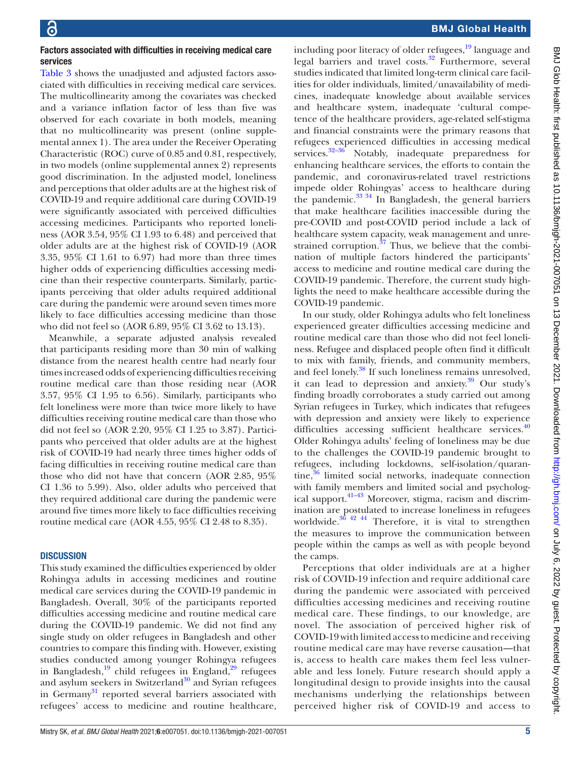### Factors associated with difficulties in receiving medical care services

Table 3 shows the unadjusted and adjusted factors associated with difficulties in receiving medical care services. The multicollinearity among the covariates was checked and a variance inflation factor of less than five was observed for each covariate in both models, meaning that no multicollinearity was present (online supplemental annex 1). The area under the Receiver Operating Characteristic (ROC) curve of 0.85 and 0.81, respectively, in two models (online supplemental annex 2) represents good discrimination. In the adjusted model, loneliness and perceptions that older adults are at the highest risk of COVID-19 and require additional care during COVID-19 were significantly associated with perceived difficulties accessing medicines. Participants who reported loneliness (AOR 3.54, 95% CI 1.93 to 6.48) and perceived that older adults are at the highest risk of COVID-19 (AOR 3.35, 95% CI 1.61 to 6.97) had more than three times higher odds of experiencing difficulties accessing medicine than their respective counterparts. Similarly, participants perceiving that older adults required additional care during the pandemic were around seven times more likely to face difficulties accessing medicine than those who did not feel so (AOR 6.89, 95% CI 3.62 to 13.13).

Meanwhile, a separate adjusted analysis revealed that participants residing more than 30 min of walking distance from the nearest health centre had nearly four times increased odds of experiencing difficulties receiving routine medical care than those residing near (AOR 3.57, 95% CI 1.95 to 6.56). Similarly, participants who felt loneliness were more than twice more likely to have difficulties receiving routine medical care than those who did not feel so (AOR 2.20, 95% CI 1.25 to 3.87). Participants who perceived that older adults are at the highest risk of COVID-19 had nearly three times higher odds of facing difficulties in receiving routine medical care than those who did not have that concern (AOR 2.85, 95% CI 1.36 to 5.99). Also, older adults who perceived that they required additional care during the pandemic were around five times more likely to face difficulties receiving routine medical care (AOR 4.55, 95% CI 2.48 to 8.35).

## DISCUSSION

This study examined the difficulties experienced by older Rohingya adults in accessing medicines and routine medical care services during the COVID-19 pandemic in Bangladesh. Overall, 30% of the participants reported difficulties accessing medicine and routine medical care during the COVID-19 pandemic. We did not find any single study on older refugees in Bangladesh and other countries to compare this finding with. However, existing studies conducted among younger Rohingya refugees in Bangladesh,[19] child refugees in England,[29] refugees and asylum seekers in Switzerland[30] and Syrian refugees in Germany[31] reported several barriers associated with refugees' access to medicine and routine healthcare, including poor literacy of older refugees,[19] language and legal barriers and travel costs.[32] Furthermore, several studies indicated that limited long-term clinical care facilities for older individuals, limited/unavailability of medicines, inadequate knowledge about available services and healthcare system, inadequate 'cultural competence of the healthcare providers, age-related self-stigma and financial constraints were the primary reasons that refugees experienced difficulties in accessing medical services.[32–36] Notably, inadequate preparedness for enhancing healthcare services, the efforts to contain the pandemic, and coronavirus-related travel restrictions impede older Rohingyas' access to healthcare during the pandemic.[33 34] In Bangladesh, the general barriers that make healthcare facilities inaccessible during the pre-COVID and post-COVID period include a lack of healthcare system capacity, weak management and unrestrained corruption.[37] Thus, we believe that the combination of multiple factors hindered the participants' access to medicine and routine medical care during the COVID-19 pandemic. Therefore, the current study highlights the need to make healthcare accessible during the COVID-19 pandemic.

In our study, older Rohingya adults who felt loneliness experienced greater difficulties accessing medicine and routine medical care than those who did not feel loneliness. Refugee and displaced people often find it difficult to mix with family, friends, and community members, and feel lonely.[38] If such loneliness remains unresolved, it can lead to depression and anxiety.[39] Our study's finding broadly corroborates a study carried out among Syrian refugees in Turkey, which indicates that refugees with depression and anxiety were likely to experience difficulties accessing sufficient healthcare services.[40] Older Rohingya adults' feeling of loneliness may be due to the challenges the COVID-19 pandemic brought to refugees, including lockdowns, self-isolation/quarantine,[36] limited social networks, inadequate connection with family members and limited social and psychological support.[41–43] Moreover, stigma, racism and discrimination are postulated to increase loneliness in refugees worldwide.[36 42 44] Therefore, it is vital to strengthen the measures to improve the communication between people within the camps as well as with people beyond the camps.

Perceptions that older individuals are at a higher risk of COVID-19 infection and require additional care during the pandemic were associated with perceived difficulties accessing medicines and receiving routine medical care. These findings, to our knowledge, are novel. The association of perceived higher risk of COVID-19 with limited access to medicine and receiving routine medical care may have reverse causation—that is, access to health care makes them feel less vulnerable and less lonely. Future research should apply a longitudinal design to provide insights into the causal mechanisms underlying the relationships between perceived higher risk of COVID-19 and access to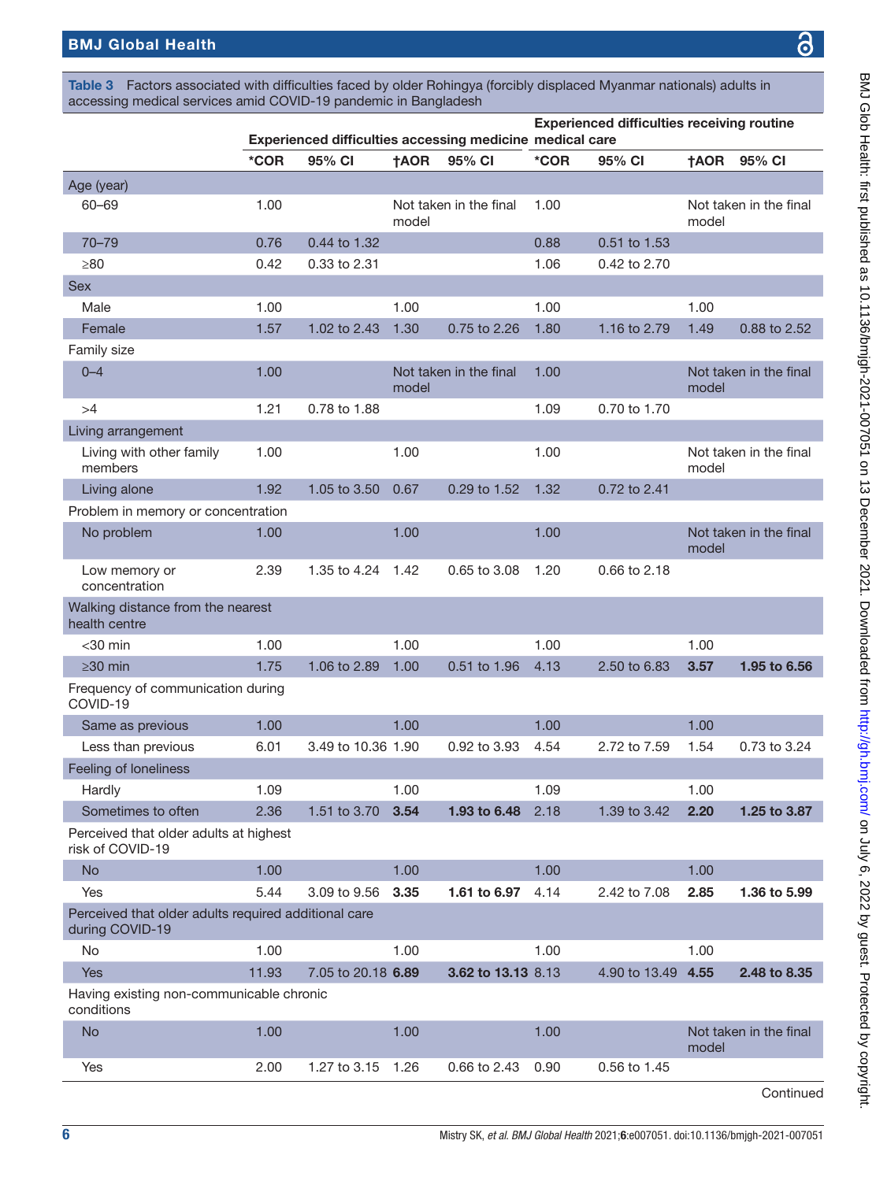**Table 3** Factors associated with difficulties faced by older Rohingya (forcibly displaced Myanmar nationals) adults in accessing medical services amid COVID-19 pandemic in Bangladesh

| | Experienced difficulties accessing medicine | | | | Experienced difficulties receiving routine medical care | | | |
|---|---|---|---|---|---|---|---|---|
| | *COR | 95% CI | †AOR | 95% CI | *COR | 95% CI | †AOR | 95% CI |
| **Age (year)** | | | | | | | | |
| 60–69 | 1.00 | | Not taken in the final model | | 1.00 | | Not taken in the final model | |
| 70–79 | 0.76 | 0.44 to 1.32 | | | 0.88 | 0.51 to 1.53 | | |
| ≥80 | 0.42 | 0.33 to 2.31 | | | 1.06 | 0.42 to 2.70 | | |
| **Sex** | | | | | | | | |
| Male | 1.00 | | 1.00 | | 1.00 | | 1.00 | |
| Female | 1.57 | 1.02 to 2.43 | 1.30 | 0.75 to 2.26 | 1.80 | 1.16 to 2.79 | 1.49 | 0.88 to 2.52 |
| **Family size** | | | | | | | | |
| 0–4 | 1.00 | | Not taken in the final model | | 1.00 | | Not taken in the final model | |
| >4 | 1.21 | 0.78 to 1.88 | | | 1.09 | 0.70 to 1.70 | | |
| **Living arrangement** | | | | | | | | |
| Living with other family members | 1.00 | | 1.00 | | 1.00 | | Not taken in the final model | |
| Living alone | 1.92 | 1.05 to 3.50 | 0.67 | 0.29 to 1.52 | 1.32 | 0.72 to 2.41 | | |
| **Problem in memory or concentration** | | | | | | | | |
| No problem | 1.00 | | 1.00 | | 1.00 | | Not taken in the final model | |
| Low memory or concentration | 2.39 | 1.35 to 4.24 | 1.42 | 0.65 to 3.08 | 1.20 | 0.66 to 2.18 | | |
| **Walking distance from the nearest health centre** | | | | | | | | |
| <30 min | 1.00 | | 1.00 | | 1.00 | | 1.00 | |
| ≥30 min | 1.75 | 1.06 to 2.89 | 1.00 | 0.51 to 1.96 | 4.13 | 2.50 to 6.83 | **3.57** | **1.95 to 6.56** |
| **Frequency of communication during COVID-19** | | | | | | | | |
| Same as previous | 1.00 | | 1.00 | | 1.00 | | 1.00 | |
| Less than previous | 6.01 | 3.49 to 10.36 | 1.90 | 0.92 to 3.93 | 4.54 | 2.72 to 7.59 | 1.54 | 0.73 to 3.24 |
| **Feeling of loneliness** | | | | | | | | |
| Hardly | 1.09 | | 1.00 | | 1.09 | | 1.00 | |
| Sometimes to often | 2.36 | 1.51 to 3.70 | **3.54** | **1.93 to 6.48** | 2.18 | 1.39 to 3.42 | **2.20** | **1.25 to 3.87** |
| **Perceived that older adults at highest risk of COVID-19** | | | | | | | | |
| No | 1.00 | | 1.00 | | 1.00 | | 1.00 | |
| Yes | 5.44 | 3.09 to 9.56 | **3.35** | **1.61 to 6.97** | 4.14 | 2.42 to 7.08 | **2.85** | **1.36 to 5.99** |
| **Perceived that older adults required additional care during COVID-19** | | | | | | | | |
| No | 1.00 | | 1.00 | | 1.00 | | 1.00 | |
| Yes | 11.93 | 7.05 to 20.18 | **6.89** | **3.62 to 13.13** | 8.13 | 4.90 to 13.49 | **4.55** | **2.48 to 8.35** |
| **Having existing non-communicable chronic conditions** | | | | | | | | |
| No | 1.00 | | 1.00 | | 1.00 | | Not taken in the final model | |
| Yes | 2.00 | 1.27 to 3.15 | 1.26 | 0.66 to 2.43 | 0.90 | 0.56 to 1.45 | | |

Continued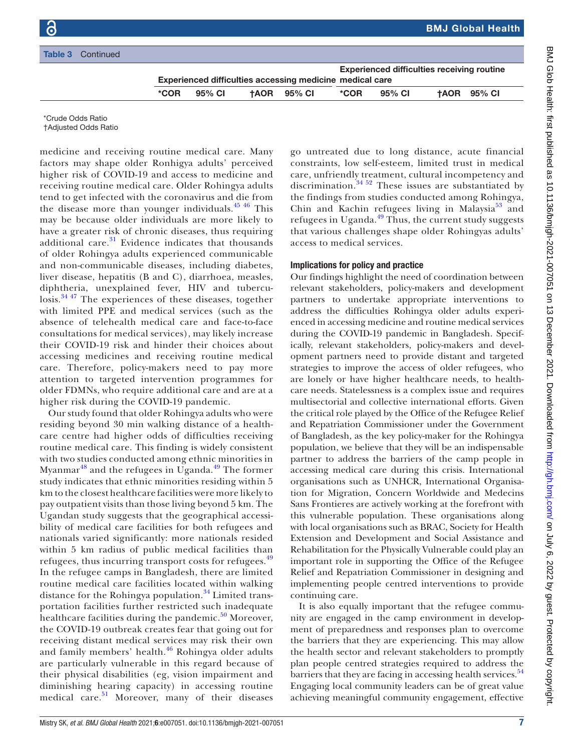Table 3 Continued

| | Experienced difficulties accessing medicine | | | | Experienced difficulties receiving routine medical care | | | |
|---|---|---|---|---|---|---|---|---|
| | *COR | 95% CI | †AOR | 95% CI | *COR | 95% CI | †AOR | 95% CI |

*Crude Odds Ratio
†Adjusted Odds Ratio

medicine and receiving routine medical care. Many factors may shape older Ronhigya adults' perceived higher risk of COVID-19 and access to medicine and receiving routine medical care. Older Rohingya adults tend to get infected with the coronavirus and die from the disease more than younger individuals.[45 46] This may be because older individuals are more likely to have a greater risk of chronic diseases, thus requiring additional care.[31] Evidence indicates that thousands of older Rohingya adults experienced communicable and non-communicable diseases, including diabetes, liver disease, hepatitis (B and C), diarrhoea, measles, diphtheria, unexplained fever, HIV and tuberculosis.[34 47] The experiences of these diseases, together with limited PPE and medical services (such as the absence of telehealth medical care and face-to-face consultations for medical services), may likely increase their COVID-19 risk and hinder their choices about accessing medicines and receiving routine medical care. Therefore, policy-makers need to pay more attention to targeted intervention programmes for older FDMNs, who require additional care and are at a higher risk during the COVID-19 pandemic.

Our study found that older Rohingya adults who were residing beyond 30 min walking distance of a healthcare centre had higher odds of difficulties receiving routine medical care. This finding is widely consistent with two studies conducted among ethnic minorities in Myanmar[48] and the refugees in Uganda.[49] The former study indicates that ethnic minorities residing within 5 km to the closest healthcare facilities were more likely to pay outpatient visits than those living beyond 5 km. The Ugandan study suggests that the geographical accessibility of medical care facilities for both refugees and nationals varied significantly: more nationals resided within 5 km radius of public medical facilities than refugees, thus incurring transport costs for refugees.[49] In the refugee camps in Bangladesh, there are limited routine medical care facilities located within walking distance for the Rohingya population.[34] Limited transportation facilities further restricted such inadequate healthcare facilities during the pandemic.[50] Moreover, the COVID-19 outbreak creates fear that going out for receiving distant medical services may risk their own and family members' health.[46] Rohingya older adults are particularly vulnerable in this regard because of their physical disabilities (eg, vision impairment and diminishing hearing capacity) in accessing routine medical care.[51] Moreover, many of their diseases go untreated due to long distance, acute financial constraints, low self-esteem, limited trust in medical care, unfriendly treatment, cultural incompetency and discrimination.[34 52] These issues are substantiated by the findings from studies conducted among Rohingya, Chin and Kachin refugees living in Malaysia[53] and refugees in Uganda.[49] Thus, the current study suggests that various challenges shape older Rohingyas adults' access to medical services.

## Implications for policy and practice

Our findings highlight the need of coordination between relevant stakeholders, policy-makers and development partners to undertake appropriate interventions to address the difficulties Rohingya older adults experienced in accessing medicine and routine medical services during the COVID-19 pandemic in Bangladesh. Specifically, relevant stakeholders, policy-makers and development partners need to provide distant and targeted strategies to improve the access of older refugees, who are lonely or have higher healthcare needs, to healthcare needs. Statelessness is a complex issue and requires multisectorial and collective international efforts. Given the critical role played by the Office of the Refugee Relief and Repatriation Commissioner under the Government of Bangladesh, as the key policy-maker for the Rohingya population, we believe that they will be an indispensable partner to address the barriers of the camp people in accessing medical care during this crisis. International organisations such as UNHCR, International Organisation for Migration, Concern Worldwide and Medecins Sans Frontieres are actively working at the forefront with this vulnerable population. These organisations along with local organisations such as BRAC, Society for Health Extension and Development and Social Assistance and Rehabilitation for the Physically Vulnerable could play an important role in supporting the Office of the Refugee Relief and Repatriation Commissioner in designing and implementing people centred interventions to provide continuing care.

It is also equally important that the refugee community are engaged in the camp environment in development of preparedness and responses plan to overcome the barriers that they are experiencing. This may allow the health sector and relevant stakeholders to promptly plan people centred strategies required to address the barriers that they are facing in accessing health services.[54] Engaging local community leaders can be of great value achieving meaningful community engagement, effective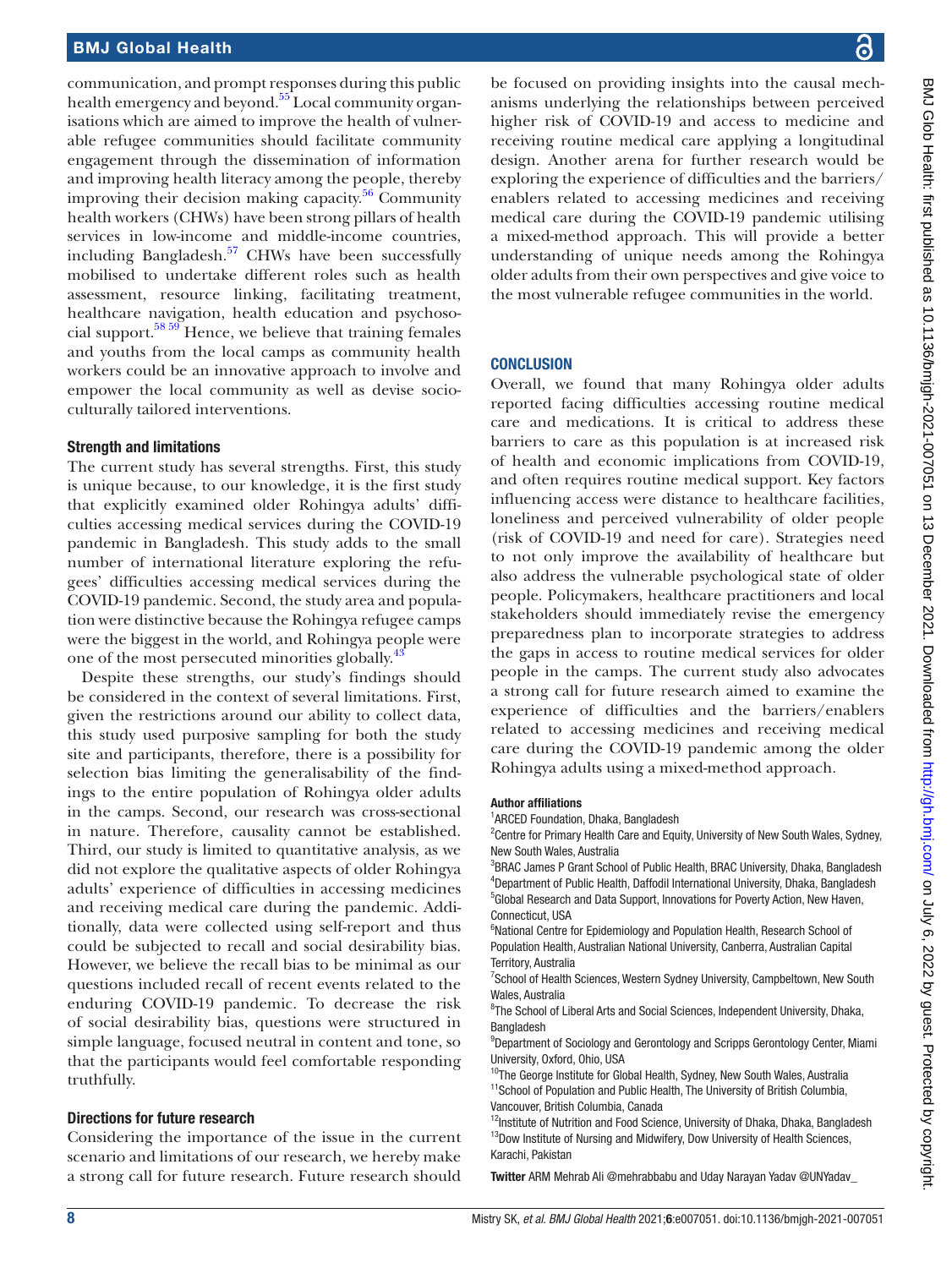communication, and prompt responses during this public health emergency and beyond.[55] Local community organisations which are aimed to improve the health of vulnerable refugee communities should facilitate community engagement through the dissemination of information and improving health literacy among the people, thereby improving their decision making capacity.[56] Community health workers (CHWs) have been strong pillars of health services in low-income and middle-income countries, including Bangladesh.[57] CHWs have been successfully mobilised to undertake different roles such as health assessment, resource linking, facilitating treatment, healthcare navigation, health education and psychosocial support.[58 59] Hence, we believe that training females and youths from the local camps as community health workers could be an innovative approach to involve and empower the local community as well as devise socioculturally tailored interventions.

### Strength and limitations

The current study has several strengths. First, this study is unique because, to our knowledge, it is the first study that explicitly examined older Rohingya adults' difficulties accessing medical services during the COVID-19 pandemic in Bangladesh. This study adds to the small number of international literature exploring the refugees' difficulties accessing medical services during the COVID-19 pandemic. Second, the study area and population were distinctive because the Rohingya refugee camps were the biggest in the world, and Rohingya people were one of the most persecuted minorities globally.[43]

Despite these strengths, our study's findings should be considered in the context of several limitations. First, given the restrictions around our ability to collect data, this study used purposive sampling for both the study site and participants, therefore, there is a possibility for selection bias limiting the generalisability of the findings to the entire population of Rohingya older adults in the camps. Second, our research was cross-sectional in nature. Therefore, causality cannot be established. Third, our study is limited to quantitative analysis, as we did not explore the qualitative aspects of older Rohingya adults' experience of difficulties in accessing medicines and receiving medical care during the pandemic. Additionally, data were collected using self-report and thus could be subjected to recall and social desirability bias. However, we believe the recall bias to be minimal as our questions included recall of recent events related to the enduring COVID-19 pandemic. To decrease the risk of social desirability bias, questions were structured in simple language, focused neutral in content and tone, so that the participants would feel comfortable responding truthfully.

### Directions for future research

Considering the importance of the issue in the current scenario and limitations of our research, we hereby make a strong call for future research. Future research should be focused on providing insights into the causal mechanisms underlying the relationships between perceived higher risk of COVID-19 and access to medicine and receiving routine medical care applying a longitudinal design. Another arena for further research would be exploring the experience of difficulties and the barriers/enablers related to accessing medicines and receiving medical care during the COVID-19 pandemic utilising a mixed-method approach. This will provide a better understanding of unique needs among the Rohingya older adults from their own perspectives and give voice to the most vulnerable refugee communities in the world.

## CONCLUSION

Overall, we found that many Rohingya older adults reported facing difficulties accessing routine medical care and medications. It is critical to address these barriers to care as this population is at increased risk of health and economic implications from COVID-19, and often requires routine medical support. Key factors influencing access were distance to healthcare facilities, loneliness and perceived vulnerability of older people (risk of COVID-19 and need for care). Strategies need to not only improve the availability of healthcare but also address the vulnerable psychological state of older people. Policymakers, healthcare practitioners and local stakeholders should immediately revise the emergency preparedness plan to incorporate strategies to address the gaps in access to routine medical services for older people in the camps. The current study also advocates a strong call for future research aimed to examine the experience of difficulties and the barriers/enablers related to accessing medicines and receiving medical care during the COVID-19 pandemic among the older Rohingya adults using a mixed-method approach.

#### Author affiliations

[1]ARCED Foundation, Dhaka, Bangladesh
[2]Centre for Primary Health Care and Equity, University of New South Wales, Sydney, New South Wales, Australia
[3]BRAC James P Grant School of Public Health, BRAC University, Dhaka, Bangladesh
[4]Department of Public Health, Daffodil International University, Dhaka, Bangladesh
[5]Global Research and Data Support, Innovations for Poverty Action, New Haven, Connecticut, USA
[6]National Centre for Epidemiology and Population Health, Research School of Population Health, Australian National University, Canberra, Australian Capital Territory, Australia
[7]School of Health Sciences, Western Sydney University, Campbeltown, New South Wales, Australia
[8]The School of Liberal Arts and Social Sciences, Independent University, Dhaka, Bangladesh
[9]Department of Sociology and Gerontology and Scripps Gerontology Center, Miami University, Oxford, Ohio, USA
[10]The George Institute for Global Health, Sydney, New South Wales, Australia
[11]School of Population and Public Health, The University of British Columbia, Vancouver, British Columbia, Canada
[12]Institute of Nutrition and Food Science, University of Dhaka, Dhaka, Bangladesh
[13]Dow Institute of Nursing and Midwifery, Dow University of Health Sciences, Karachi, Pakistan

**Twitter** ARM Mehrab Ali @mehrabbabu and Uday Narayan Yadav @UNYadav_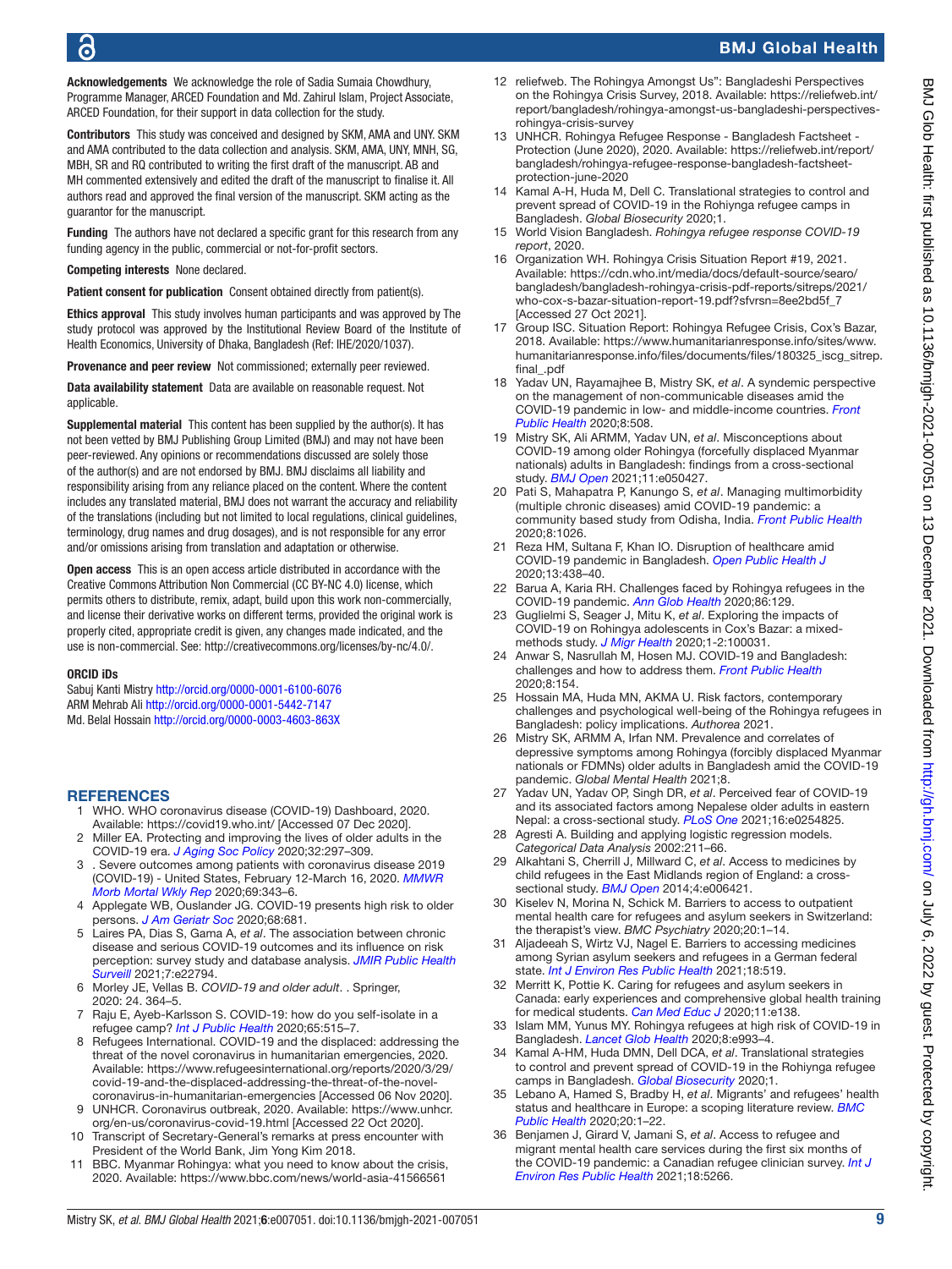**Acknowledgements** We acknowledge the role of Sadia Sumaia Chowdhury, Programme Manager, ARCED Foundation and Md. Zahirul Islam, Project Associate, ARCED Foundation, for their support in data collection for the study.

**Contributors** This study was conceived and designed by SKM, AMA and UNY. SKM and AMA contributed to the data collection and analysis. SKM, AMA, UNY, MNH, SG, MBH, SR and RQ contributed to writing the first draft of the manuscript. AB and MH commented extensively and edited the draft of the manuscript to finalise it. All authors read and approved the final version of the manuscript. SKM acting as the guarantor for the manuscript.

**Funding** The authors have not declared a specific grant for this research from any funding agency in the public, commercial or not-for-profit sectors.

**Competing interests** None declared.

**Patient consent for publication** Consent obtained directly from patient(s).

**Ethics approval** This study involves human participants and was approved by The study protocol was approved by the Institutional Review Board of the Institute of Health Economics, University of Dhaka, Bangladesh (Ref: IHE/2020/1037).

**Provenance and peer review** Not commissioned; externally peer reviewed.

**Data availability statement** Data are available on reasonable request. Not applicable.

**Supplemental material** This content has been supplied by the author(s). It has not been vetted by BMJ Publishing Group Limited (BMJ) and may not have been peer-reviewed. Any opinions or recommendations discussed are solely those of the author(s) and are not endorsed by BMJ. BMJ disclaims all liability and responsibility arising from any reliance placed on the content. Where the content includes any translated material, BMJ does not warrant the accuracy and reliability of the translations (including but not limited to local regulations, clinical guidelines, terminology, drug names and drug dosages), and is not responsible for any error and/or omissions arising from translation and adaptation or otherwise.

**Open access** This is an open access article distributed in accordance with the Creative Commons Attribution Non Commercial (CC BY-NC 4.0) license, which permits others to distribute, remix, adapt, build upon this work non-commercially, and license their derivative works on different terms, provided the original work is properly cited, appropriate credit is given, any changes made indicated, and the use is non-commercial. See: http://creativecommons.org/licenses/by-nc/4.0/.

**ORCID iDs**

Sabuj Kanti Mistry http://orcid.org/0000-0001-6100-6076
ARM Mehrab Ali http://orcid.org/0000-0001-5442-7147
Md. Belal Hossain http://orcid.org/0000-0003-4603-863X

## REFERENCES

1. WHO. WHO coronavirus disease (COVID-19) Dashboard, 2020. Available: https://covid19.who.int/ [Accessed 07 Dec 2020].
2. Miller EA. Protecting and improving the lives of older adults in the COVID-19 era. *J Aging Soc Policy* 2020;32:297–309.
3. . Severe outcomes among patients with coronavirus disease 2019 (COVID-19) - United States, February 12-March 16, 2020. *MMWR Morb Mortal Wkly Rep* 2020;69:343–6.
4. Applegate WB, Ouslander JG. COVID-19 presents high risk to older persons. *J Am Geriatr Soc* 2020;68:681.
5. Laires PA, Dias S, Gama A, *et al*. The association between chronic disease and serious COVID-19 outcomes and its influence on risk perception: survey study and database analysis. *JMIR Public Health Surveill* 2021;7:e22794.
6. Morley JE, Vellas B. *COVID-19 and older adult*. . Springer, 2020: 24. 364–5.
7. Raju E, Ayeb-Karlsson S. COVID-19: how do you self-isolate in a refugee camp? *Int J Public Health* 2020;65:515–7.
8. Refugees International. COVID-19 and the displaced: addressing the threat of the novel coronavirus in humanitarian emergencies, 2020. Available: https://www.refugeesinternational.org/reports/2020/3/29/covid-19-and-the-displaced-addressing-the-threat-of-the-novel-coronavirus-in-humanitarian-emergencies [Accessed 06 Nov 2020].
9. UNHCR. Coronavirus outbreak, 2020. Available: https://www.unhcr.org/en-us/coronavirus-covid-19.html [Accessed 22 Oct 2020].
10. Transcript of Secretary-General's remarks at press encounter with President of the World Bank, Jim Yong Kim 2018.
11. BBC. Myanmar Rohingya: what you need to know about the crisis, 2020. Available: https://www.bbc.com/news/world-asia-41566561
12. reliefweb. The Rohingya Amongst Us": Bangladeshi Perspectives on the Rohingya Crisis Survey, 2018. Available: https://reliefweb.int/report/bangladesh/rohingya-amongst-us-bangladeshi-perspectives-rohingya-crisis-survey
13. UNHCR. Rohingya Refugee Response - Bangladesh Factsheet - Protection (June 2020), 2020. Available: https://reliefweb.int/report/bangladesh/rohingya-refugee-response-bangladesh-factsheet-protection-june-2020
14. Kamal A-H, Huda M, Dell C. Translational strategies to control and prevent spread of COVID-19 in the Rohiynga refugee camps in Bangladesh. *Global Biosecurity* 2020;1.
15. World Vision Bangladesh. *Rohingya refugee response COVID-19 report*, 2020.
16. Organization WH. Rohingya Crisis Situation Report #19, 2021. Available: https://cdn.who.int/media/docs/default-source/searo/bangladesh/bangladesh-rohingya-crisis-pdf-reports/sitreps/2021/who-cox-s-bazar-situation-report-19.pdf?sfvrsn=8ee2bd5f_7 [Accessed 27 Oct 2021].
17. Group ISC. Situation Report: Rohingya Refugee Crisis, Cox's Bazar, 2018. Available: https://www.humanitarianresponse.info/sites/www.humanitarianresponse.info/files/documents/files/180325_iscg_sitrep.final_.pdf
18. Yadav UN, Rayamajhee B, Mistry SK, *et al*. A syndemic perspective on the management of non-communicable diseases amid the COVID-19 pandemic in low- and middle-income countries. *Front Public Health* 2020;8:508.
19. Mistry SK, Ali ARMM, Yadav UN, *et al*. Misconceptions about COVID-19 among older Rohingya (forcefully displaced Myanmar nationals) adults in Bangladesh: findings from a cross-sectional study. *BMJ Open* 2021;11:e050427.
20. Pati S, Mahapatra P, Kanungo S, *et al*. Managing multimorbidity (multiple chronic diseases) amid COVID-19 pandemic: a community based study from Odisha, India. *Front Public Health* 2020;8:1026.
21. Reza HM, Sultana F, Khan IO. Disruption of healthcare amid COVID-19 pandemic in Bangladesh. *Open Public Health J* 2020;13:438–40.
22. Barua A, Karia RH. Challenges faced by Rohingya refugees in the COVID-19 pandemic. *Ann Glob Health* 2020;86:129.
23. Guglielmi S, Seager J, Mitu K, *et al*. Exploring the impacts of COVID-19 on Rohingya adolescents in Cox's Bazar: a mixed-methods study. *J Migr Health* 2020;1-2:100031.
24. Anwar S, Nasrullah M, Hosen MJ. COVID-19 and Bangladesh: challenges and how to address them. *Front Public Health* 2020;8:154.
25. Hossain MA, Huda MN, AKMA U. Risk factors, contemporary challenges and psychological well-being of the Rohingya refugees in Bangladesh: policy implications. *Authorea* 2021.
26. Mistry SK, ARMM A, Irfan NM. Prevalence and correlates of depressive symptoms among Rohingya (forcibly displaced Myanmar nationals or FDMNs) older adults in Bangladesh amid the COVID-19 pandemic. *Global Mental Health* 2021;8.
27. Yadav UN, Yadav OP, Singh DR, *et al*. Perceived fear of COVID-19 and its associated factors among Nepalese older adults in eastern Nepal: a cross-sectional study. *PLoS One* 2021;16:e0254825.
28. Agresti A. Building and applying logistic regression models. *Categorical Data Analysis* 2002:211–66.
29. Alkahtani S, Cherrill J, Millward C, *et al*. Access to medicines by child refugees in the East Midlands region of England: a cross-sectional study. *BMJ Open* 2014;4:e006421.
30. Kiselev N, Morina N, Schick M. Barriers to access to outpatient mental health care for refugees and asylum seekers in Switzerland: the therapist's view. *BMC Psychiatry* 2020;20:1–14.
31. Aljadeeah S, Wirtz VJ, Nagel E. Barriers to accessing medicines among Syrian asylum seekers and refugees in a German federal state. *Int J Environ Res Public Health* 2021;18:519.
32. Merritt K, Pottie K. Caring for refugees and asylum seekers in Canada: early experiences and comprehensive global health training for medical students. *Can Med Educ J* 2020;11:e138.
33. Islam MM, Yunus MY. Rohingya refugees at high risk of COVID-19 in Bangladesh. *Lancet Glob Health* 2020;8:e993–4.
34. Kamal A-HM, Huda DMN, Dell DCA, *et al*. Translational strategies to control and prevent spread of COVID-19 in the Rohiynga refugee camps in Bangladesh. *Global Biosecurity* 2020;1.
35. Lebano A, Hamed S, Bradby H, *et al*. Migrants' and refugees' health status and healthcare in Europe: a scoping literature review. *BMC Public Health* 2020;20:1–22.
36. Benjamen J, Girard V, Jamani S, *et al*. Access to refugee and migrant mental health care services during the first six months of the COVID-19 pandemic: a Canadian refugee clinician survey. *Int J Environ Res Public Health* 2021;18:5266.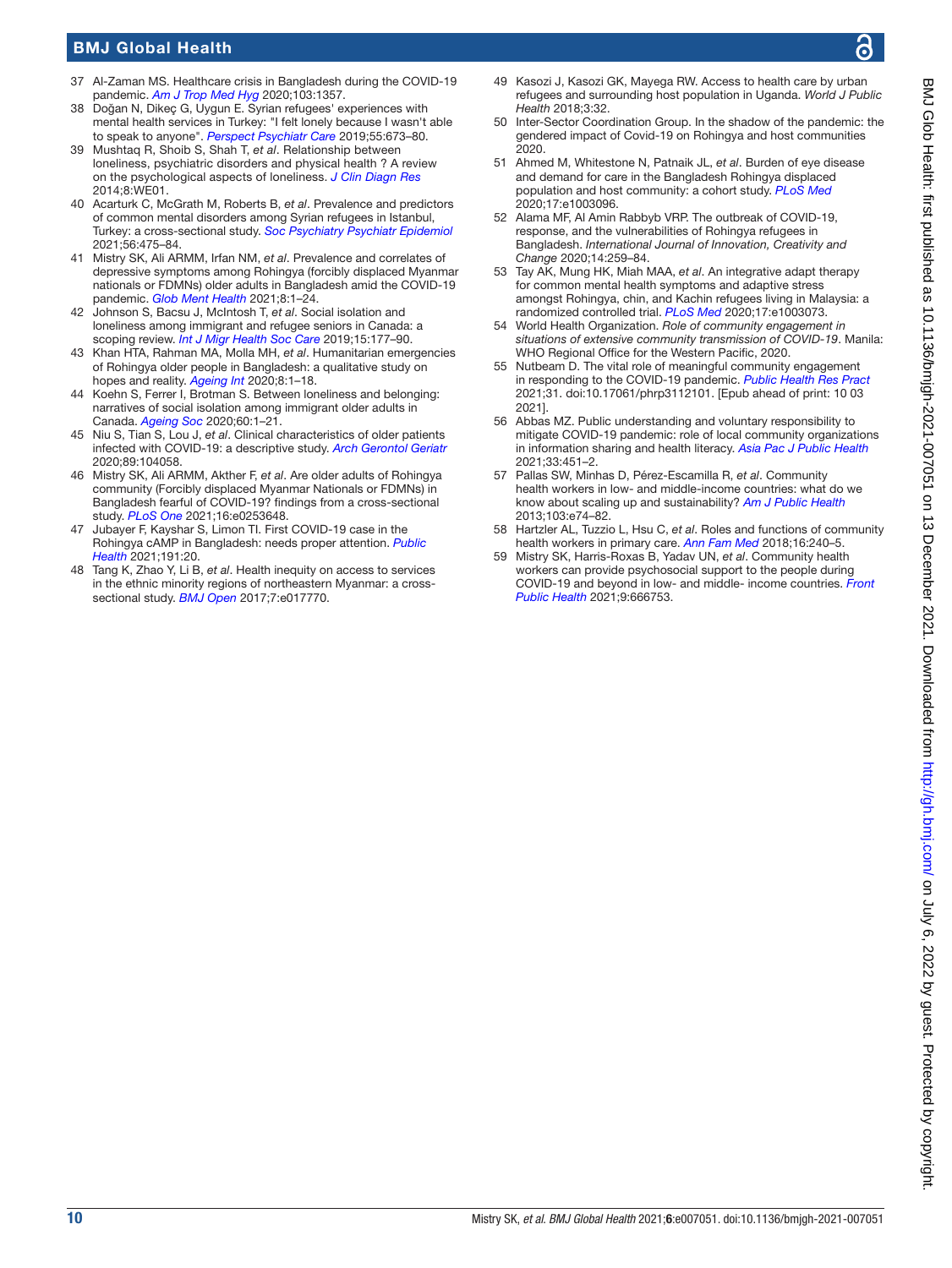37 Al-Zaman MS. Healthcare crisis in Bangladesh during the COVID-19 pandemic. *Am J Trop Med Hyg* 2020;103:1357.

38 Doğan N, Dikeç G, Uygun E. Syrian refugees' experiences with mental health services in Turkey: "I felt lonely because I wasn't able to speak to anyone". *Perspect Psychiatr Care* 2019;55:673–80.

39 Mushtaq R, Shoib S, Shah T, *et al*. Relationship between loneliness, psychiatric disorders and physical health ? A review on the psychological aspects of loneliness. *J Clin Diagn Res* 2014;8:WE01.

40 Acarturk C, McGrath M, Roberts B, *et al*. Prevalence and predictors of common mental disorders among Syrian refugees in Istanbul, Turkey: a cross-sectional study. *Soc Psychiatry Psychiatr Epidemiol* 2021;56:475–84.

41 Mistry SK, Ali ARMM, Irfan NM, *et al*. Prevalence and correlates of depressive symptoms among Rohingya (forcibly displaced Myanmar nationals or FDMNs) older adults in Bangladesh amid the COVID-19 pandemic. *Glob Ment Health* 2021;8:1–24.

42 Johnson S, Bacsu J, McIntosh T, *et al*. Social isolation and loneliness among immigrant and refugee seniors in Canada: a scoping review. *Int J Migr Health Soc Care* 2019;15:177–90.

43 Khan HTA, Rahman MA, Molla MH, *et al*. Humanitarian emergencies of Rohingya older people in Bangladesh: a qualitative study on hopes and reality. *Ageing Int* 2020;8:1–18.

44 Koehn S, Ferrer I, Brotman S. Between loneliness and belonging: narratives of social isolation among immigrant older adults in Canada. *Ageing Soc* 2020;60:1–21.

45 Niu S, Tian S, Lou J, *et al*. Clinical characteristics of older patients infected with COVID-19: a descriptive study. *Arch Gerontol Geriatr* 2020;89:104058.

46 Mistry SK, Ali ARMM, Akther F, *et al*. Are older adults of Rohingya community (Forcibly displaced Myanmar Nationals or FDMNs) in Bangladesh fearful of COVID-19? findings from a cross-sectional study. *PLoS One* 2021;16:e0253648.

47 Jubayer F, Kayshar S, Limon TI. First COVID-19 case in the Rohingya cAMP in Bangladesh: needs proper attention. *Public Health* 2021;191:20.

48 Tang K, Zhao Y, Li B, *et al*. Health inequity on access to services in the ethnic minority regions of northeastern Myanmar: a cross-sectional study. *BMJ Open* 2017;7:e017770.

49 Kasozi J, Kasozi GK, Mayega RW. Access to health care by urban refugees and surrounding host population in Uganda. *World J Public Health* 2018;3:32.

50 Inter-Sector Coordination Group. In the shadow of the pandemic: the gendered impact of Covid-19 on Rohingya and host communities 2020.

51 Ahmed M, Whitestone N, Patnaik JL, *et al*. Burden of eye disease and demand for care in the Bangladesh Rohingya displaced population and host community: a cohort study. *PLoS Med* 2020;17:e1003096.

52 Alama MF, Al Amin Rabbyb VRP. The outbreak of COVID-19, response, and the vulnerabilities of Rohingya refugees in Bangladesh. *International Journal of Innovation, Creativity and Change* 2020;14:259–84.

53 Tay AK, Mung HK, Miah MAA, *et al*. An integrative adapt therapy for common mental health symptoms and adaptive stress amongst Rohingya, chin, and Kachin refugees living in Malaysia: a randomized controlled trial. *PLoS Med* 2020;17:e1003073.

54 World Health Organization. *Role of community engagement in situations of extensive community transmission of COVID-19*. Manila: WHO Regional Office for the Western Pacific, 2020.

55 Nutbeam D. The vital role of meaningful community engagement in responding to the COVID-19 pandemic. *Public Health Res Pract* 2021;31. doi:10.17061/phrp3112101. [Epub ahead of print: 10 03 2021].

56 Abbas MZ. Public understanding and voluntary responsibility to mitigate COVID-19 pandemic: role of local community organizations in information sharing and health literacy. *Asia Pac J Public Health* 2021;33:451–2.

57 Pallas SW, Minhas D, Pérez-Escamilla R, *et al*. Community health workers in low- and middle-income countries: what do we know about scaling up and sustainability? *Am J Public Health* 2013;103:e74–82.

58 Hartzler AL, Tuzzio L, Hsu C, *et al*. Roles and functions of community health workers in primary care. *Ann Fam Med* 2018;16:240–5.

59 Mistry SK, Harris-Roxas B, Yadav UN, *et al*. Community health workers can provide psychosocial support to the people during COVID-19 and beyond in low- and middle- income countries. *Front Public Health* 2021;9:666753.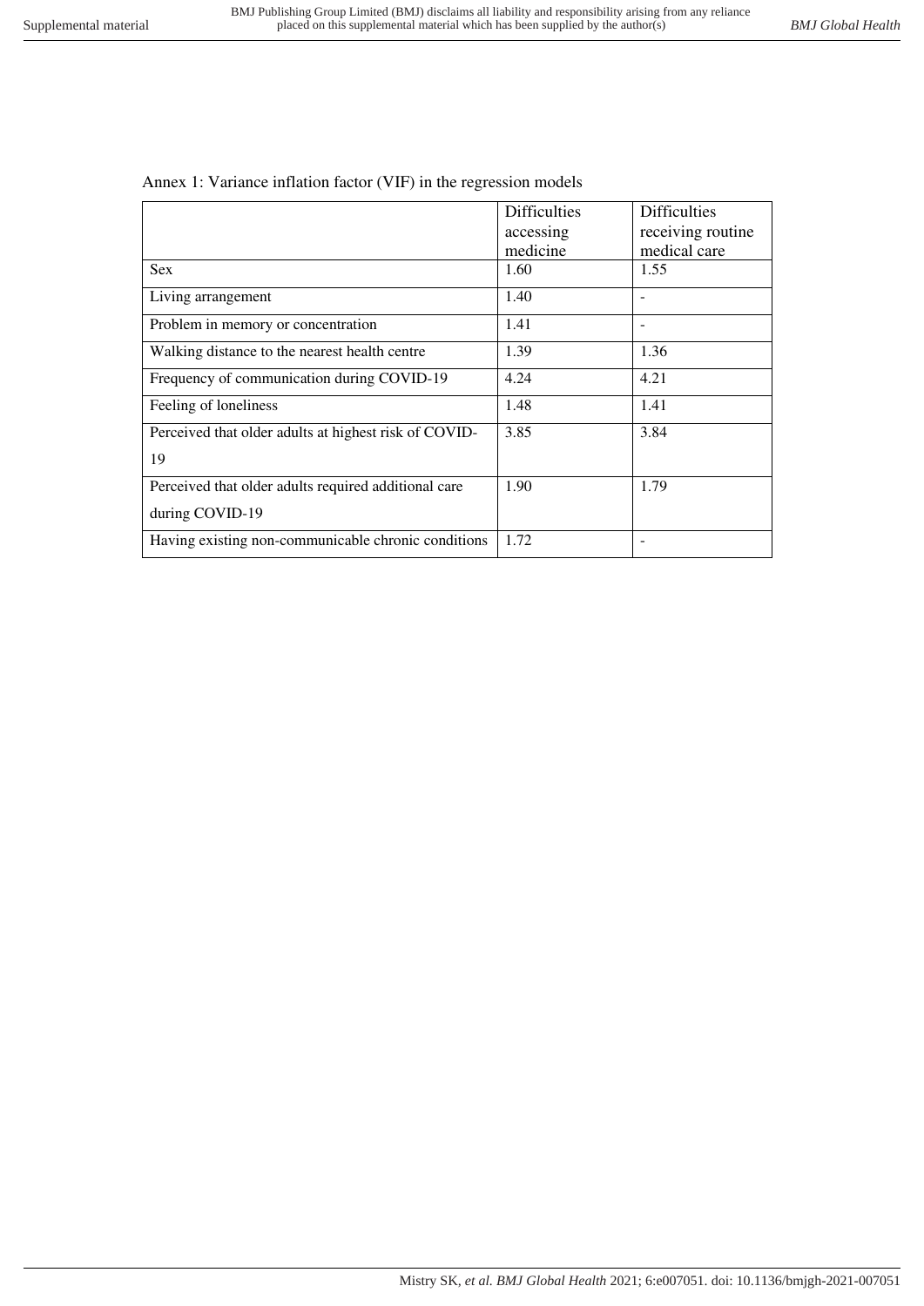Annex 1: Variance inflation factor (VIF) in the regression models

| | Difficulties accessing medicine | Difficulties receiving routine medical care |
|---|---|---|
| Sex | 1.60 | 1.55 |
| Living arrangement | 1.40 | - |
| Problem in memory or concentration | 1.41 | - |
| Walking distance to the nearest health centre | 1.39 | 1.36 |
| Frequency of communication during COVID-19 | 4.24 | 4.21 |
| Feeling of loneliness | 1.48 | 1.41 |
| Perceived that older adults at highest risk of COVID-19 | 3.85 | 3.84 |
| Perceived that older adults required additional care during COVID-19 | 1.90 | 1.79 |
| Having existing non-communicable chronic conditions | 1.72 | - |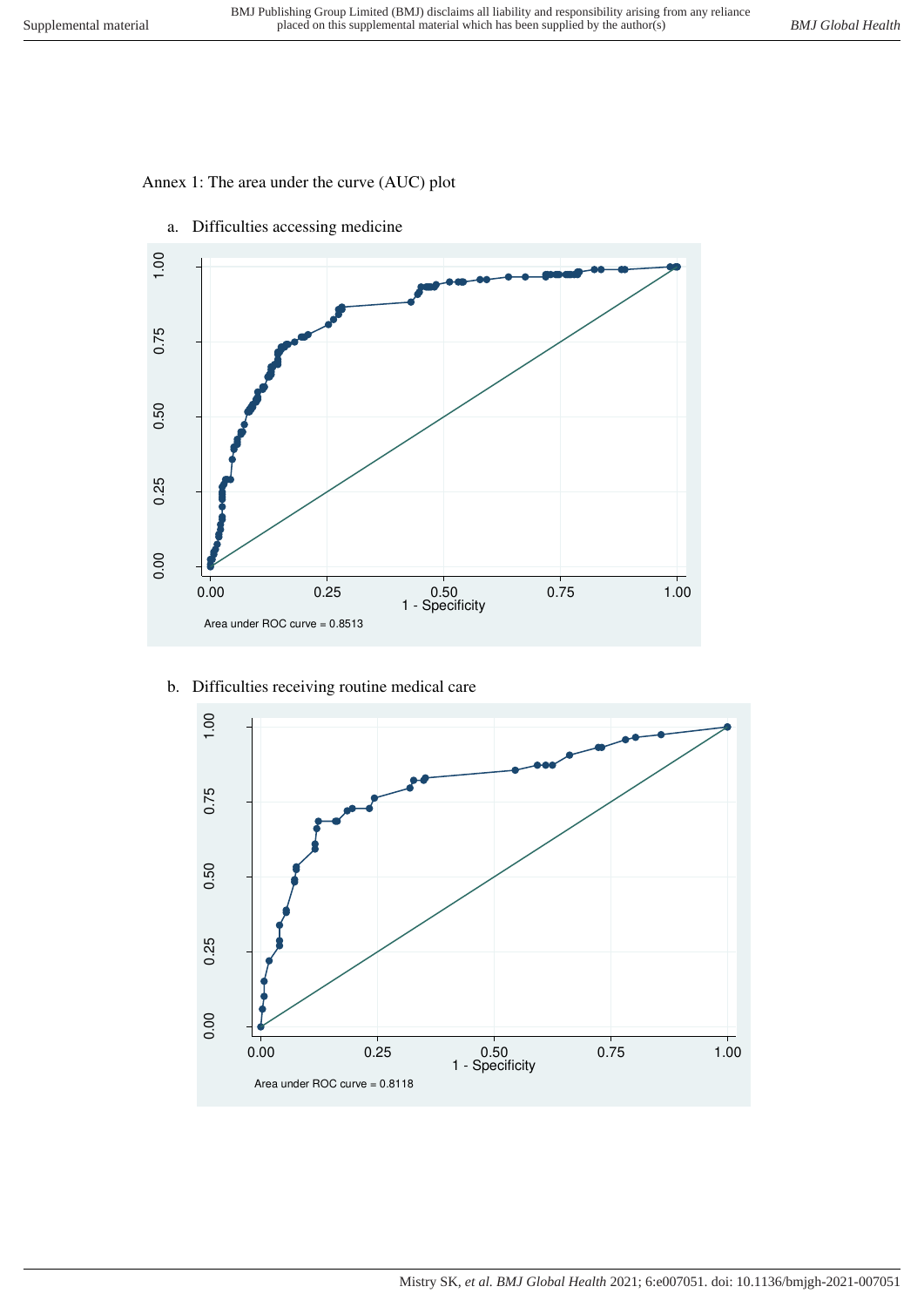Annex 1: The area under the curve (AUC) plot

a. Difficulties accessing medicine

1.00
0.75
0.50
0.25
0.00
0.00 0.25 0.50 0.75 1.00
1 - Specificity
Area under ROC curve = 0.8513

b. Difficulties receiving routine medical care

1.00
0.75
0.50
0.25
0.00
0.00 0.25 0.50 0.75 1.00
1 - Specificity
Area under ROC curve = 0.8118